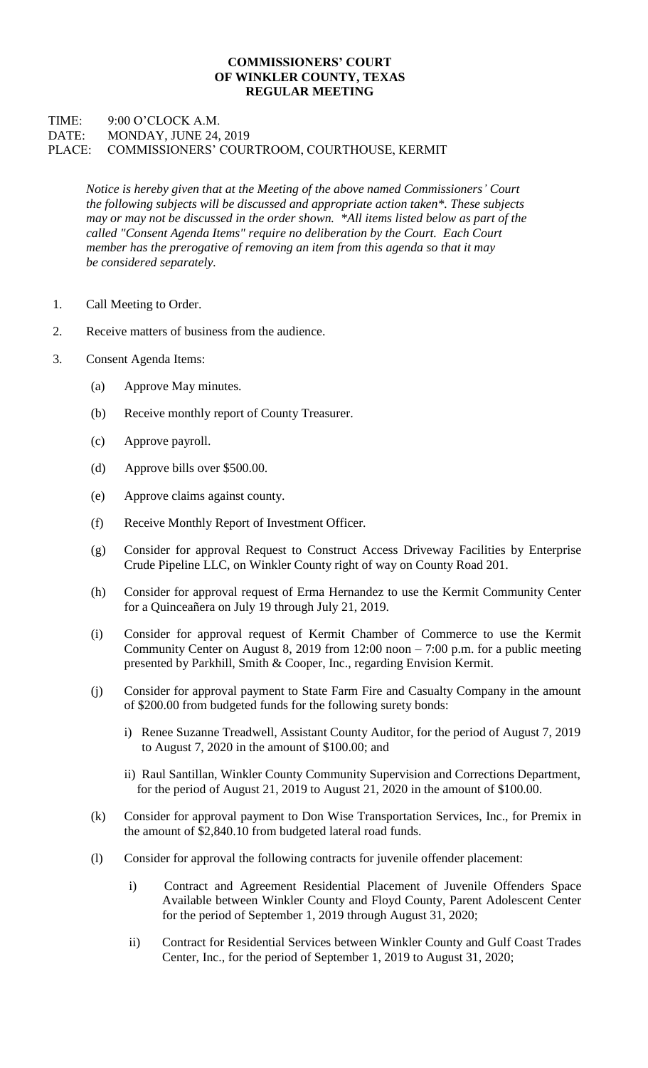# COMMISSIONERS' COURT OF WINKLER COUNTY, TEXAS REGULAR MEETING

TIME: 9:00 O'CLOCK A.M.
DATE: MONDAY, JUNE 24, 2019
PLACE: COMMISSIONERS' COURTROOM, COURTHOUSE, KERMIT

*Notice is hereby given that at the Meeting of the above named Commissioners' Court the following subjects will be discussed and appropriate action taken\*. These subjects may or may not be discussed in the order shown. \*All items listed below as part of the called "Consent Agenda Items" require no deliberation by the Court. Each Court member has the prerogative of removing an item from this agenda so that it may be considered separately.*

1. Call Meeting to Order.

2. Receive matters of business from the audience.

3. Consent Agenda Items:

   (a) Approve May minutes.

   (b) Receive monthly report of County Treasurer.

   (c) Approve payroll.

   (d) Approve bills over $500.00.

   (e) Approve claims against county.

   (f) Receive Monthly Report of Investment Officer.

   (g) Consider for approval Request to Construct Access Driveway Facilities by Enterprise Crude Pipeline LLC, on Winkler County right of way on County Road 201.

   (h) Consider for approval request of Erma Hernandez to use the Kermit Community Center for a Quinceañera on July 19 through July 21, 2019.

   (i) Consider for approval request of Kermit Chamber of Commerce to use the Kermit Community Center on August 8, 2019 from 12:00 noon – 7:00 p.m. for a public meeting presented by Parkhill, Smith & Cooper, Inc., regarding Envision Kermit.

   (j) Consider for approval payment to State Farm Fire and Casualty Company in the amount of $200.00 from budgeted funds for the following surety bonds:

      i) Renee Suzanne Treadwell, Assistant County Auditor, for the period of August 7, 2019 to August 7, 2020 in the amount of $100.00; and

      ii) Raul Santillan, Winkler County Community Supervision and Corrections Department, for the period of August 21, 2019 to August 21, 2020 in the amount of $100.00.

   (k) Consider for approval payment to Don Wise Transportation Services, Inc., for Premix in the amount of $2,840.10 from budgeted lateral road funds.

   (l) Consider for approval the following contracts for juvenile offender placement:

      i) Contract and Agreement Residential Placement of Juvenile Offenders Space Available between Winkler County and Floyd County, Parent Adolescent Center for the period of September 1, 2019 through August 31, 2020;

      ii) Contract for Residential Services between Winkler County and Gulf Coast Trades Center, Inc., for the period of September 1, 2019 to August 31, 2020;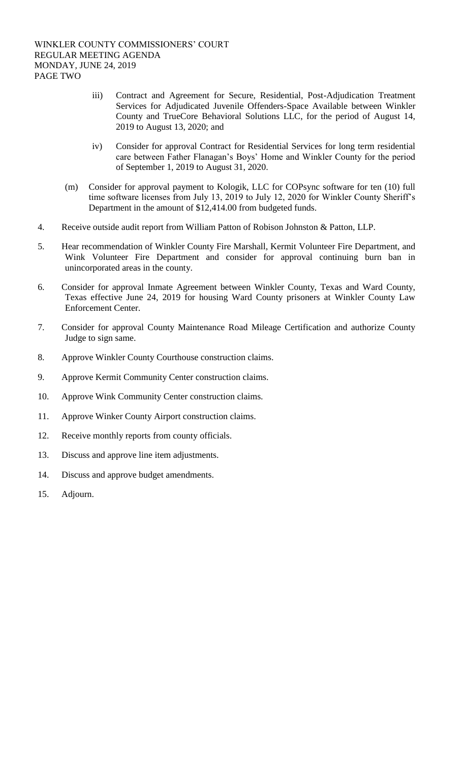iii) Contract and Agreement for Secure, Residential, Post-Adjudication Treatment Services for Adjudicated Juvenile Offenders-Space Available between Winkler County and TrueCore Behavioral Solutions LLC, for the period of August 14, 2019 to August 13, 2020; and

iv) Consider for approval Contract for Residential Services for long term residential care between Father Flanagan's Boys' Home and Winkler County for the period of September 1, 2019 to August 31, 2020.

(m) Consider for approval payment to Kologik, LLC for COPsync software for ten (10) full time software licenses from July 13, 2019 to July 12, 2020 for Winkler County Sheriff's Department in the amount of $12,414.00 from budgeted funds.

4. Receive outside audit report from William Patton of Robison Johnston & Patton, LLP.

5. Hear recommendation of Winkler County Fire Marshall, Kermit Volunteer Fire Department, and Wink Volunteer Fire Department and consider for approval continuing burn ban in unincorporated areas in the county.

6. Consider for approval Inmate Agreement between Winkler County, Texas and Ward County, Texas effective June 24, 2019 for housing Ward County prisoners at Winkler County Law Enforcement Center.

7. Consider for approval County Maintenance Road Mileage Certification and authorize County Judge to sign same.

8. Approve Winkler County Courthouse construction claims.

9. Approve Kermit Community Center construction claims.

10. Approve Wink Community Center construction claims.

11. Approve Winker County Airport construction claims.

12. Receive monthly reports from county officials.

13. Discuss and approve line item adjustments.

14. Discuss and approve budget amendments.

15. Adjourn.